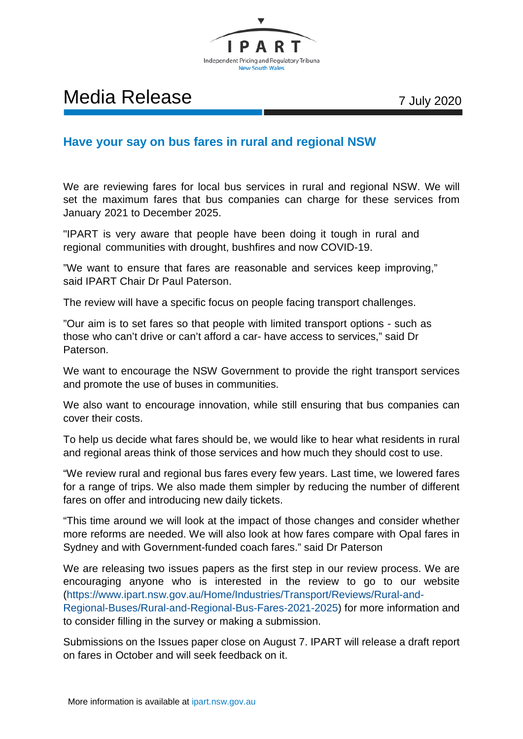IPART

Independent Pricing and Regulatory Tribunal
New South Wales

# Media Release

7 July 2020

## Have your say on bus fares in rural and regional NSW

We are reviewing fares for local bus services in rural and regional NSW. We will set the maximum fares that bus companies can charge for these services from January 2021 to December 2025.

"IPART is very aware that people have been doing it tough in rural and regional communities with drought, bushfires and now COVID-19.

"We want to ensure that fares are reasonable and services keep improving," said IPART Chair Dr Paul Paterson.

The review will have a specific focus on people facing transport challenges.

"Our aim is to set fares so that people with limited transport options - such as those who can't drive or can't afford a car- have access to services," said Dr Paterson.

We want to encourage the NSW Government to provide the right transport services and promote the use of buses in communities.

We also want to encourage innovation, while still ensuring that bus companies can cover their costs.

To help us decide what fares should be, we would like to hear what residents in rural and regional areas think of those services and how much they should cost to use.

"We review rural and regional bus fares every few years. Last time, we lowered fares for a range of trips. We also made them simpler by reducing the number of different fares on offer and introducing new daily tickets.

"This time around we will look at the impact of those changes and consider whether more reforms are needed. We will also look at how fares compare with Opal fares in Sydney and with Government-funded coach fares." said Dr Paterson

We are releasing two issues papers as the first step in our review process. We are encouraging anyone who is interested in the review to go to our website (https://www.ipart.nsw.gov.au/Home/Industries/Transport/Reviews/Rural-and-Regional-Buses/Rural-and-Regional-Bus-Fares-2021-2025) for more information and to consider filling in the survey or making a submission.

Submissions on the Issues paper close on August 7. IPART will release a draft report on fares in October and will seek feedback on it.

More information is available at ipart.nsw.gov.au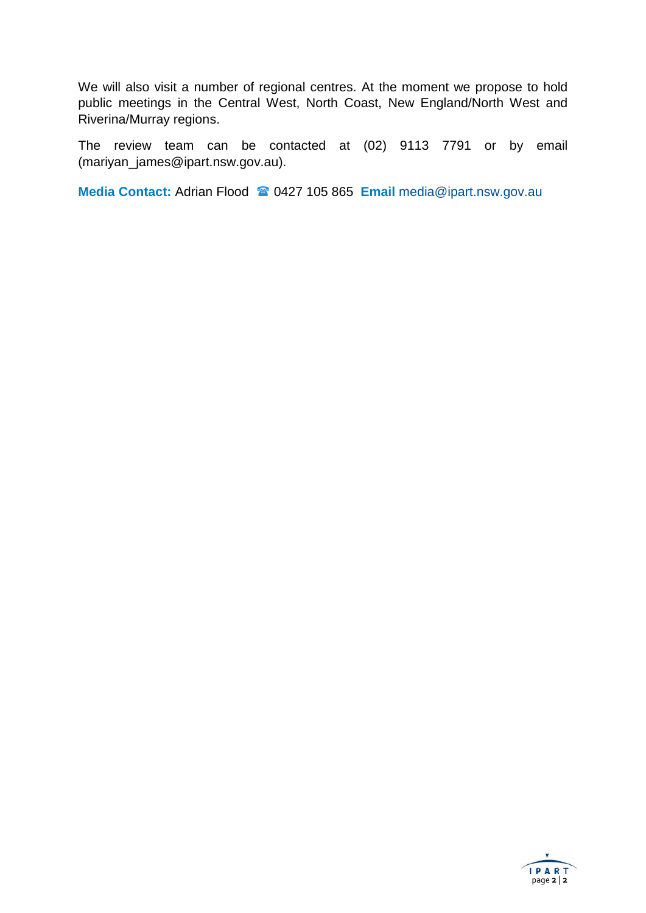We will also visit a number of regional centres. At the moment we propose to hold public meetings in the Central West, North Coast, New England/North West and Riverina/Murray regions.

The review team can be contacted at (02) 9113 7791 or by email (mariyan_james@ipart.nsw.gov.au).

**Media Contact:** Adrian Flood ☎ 0427 105 865 **Email** media@ipart.nsw.gov.au